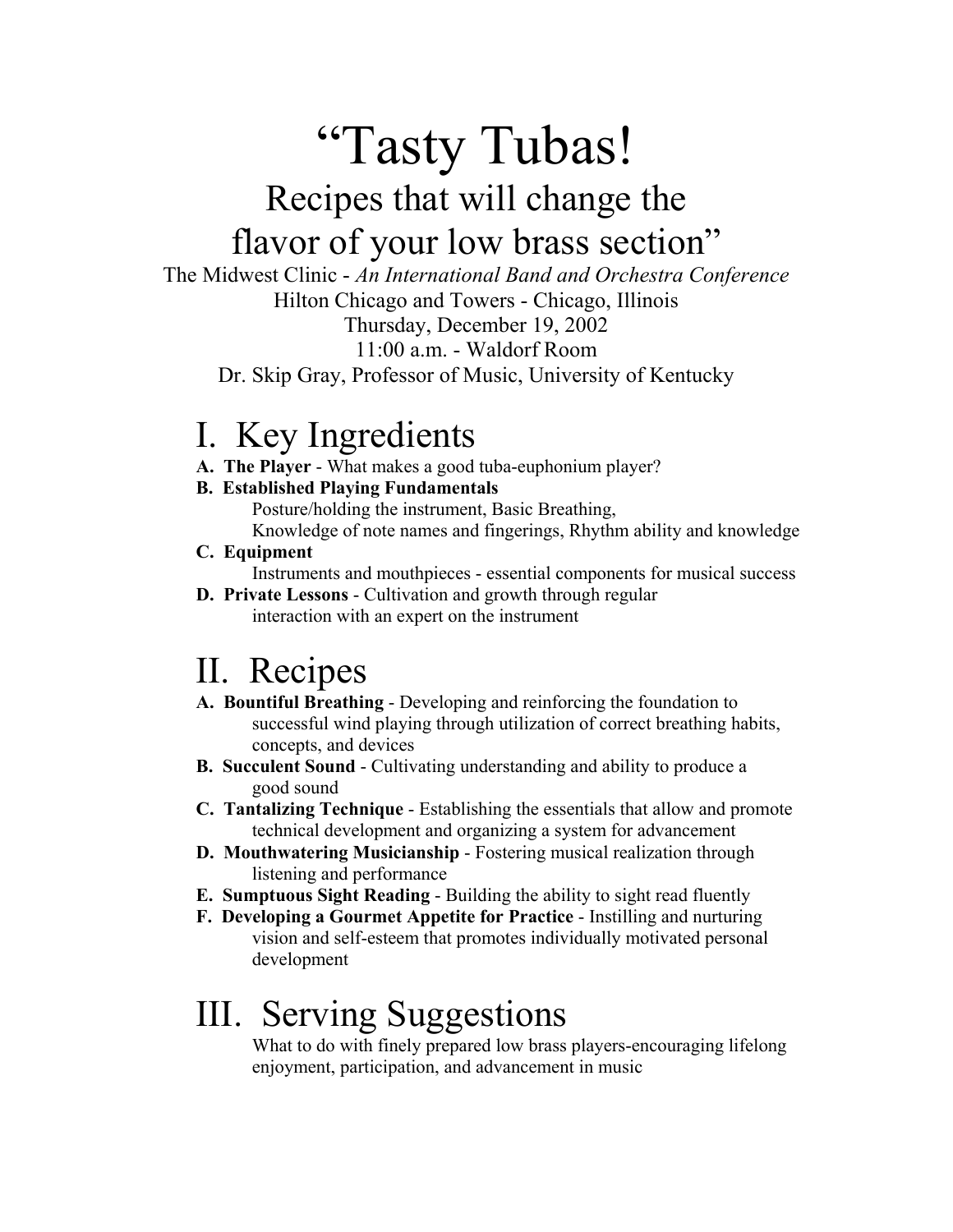# "Tasty Tubas!

## Recipes that will change the flavor of your low brass section"

The Midwest Clinic - *An International Band and Orchestra Conference*
Hilton Chicago and Towers - Chicago, Illinois
Thursday, December 19, 2002
11:00 a.m. - Waldorf Room
Dr. Skip Gray, Professor of Music, University of Kentucky

# I. Key Ingredients

**A. The Player** - What makes a good tuba-euphonium player?

**B. Established Playing Fundamentals**
Posture/holding the instrument, Basic Breathing,
Knowledge of note names and fingerings, Rhythm ability and knowledge

**C. Equipment**
Instruments and mouthpieces - essential components for musical success

**D. Private Lessons** - Cultivation and growth through regular interaction with an expert on the instrument

# II. Recipes

**A. Bountiful Breathing** - Developing and reinforcing the foundation to successful wind playing through utilization of correct breathing habits, concepts, and devices

**B. Succulent Sound** - Cultivating understanding and ability to produce a good sound

**C. Tantalizing Technique** - Establishing the essentials that allow and promote technical development and organizing a system for advancement

**D. Mouthwatering Musicianship** - Fostering musical realization through listening and performance

**E. Sumptuous Sight Reading** - Building the ability to sight read fluently

**F. Developing a Gourmet Appetite for Practice** - Instilling and nurturing vision and self-esteem that promotes individually motivated personal development

# III. Serving Suggestions

What to do with finely prepared low brass players-encouraging lifelong enjoyment, participation, and advancement in music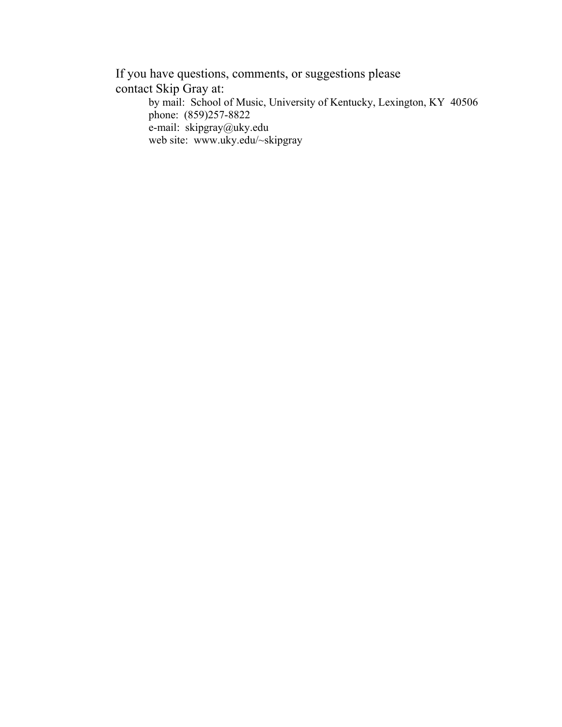If you have questions, comments, or suggestions please contact Skip Gray at:

by mail: School of Music, University of Kentucky, Lexington, KY 40506
phone: (859)257-8822
e-mail: skipgray@uky.edu
web site: www.uky.edu/~skipgray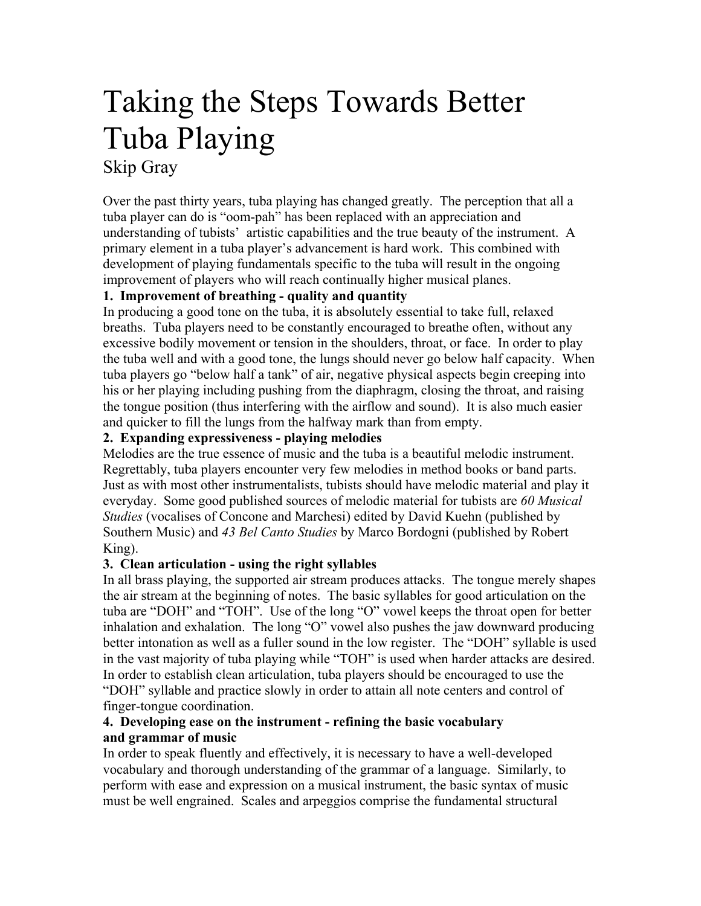# Taking the Steps Towards Better Tuba Playing

Skip Gray

Over the past thirty years, tuba playing has changed greatly. The perception that all a tuba player can do is "oom-pah" has been replaced with an appreciation and understanding of tubists' artistic capabilities and the true beauty of the instrument. A primary element in a tuba player's advancement is hard work. This combined with development of playing fundamentals specific to the tuba will result in the ongoing improvement of players who will reach continually higher musical planes.

**1. Improvement of breathing - quality and quantity**

In producing a good tone on the tuba, it is absolutely essential to take full, relaxed breaths. Tuba players need to be constantly encouraged to breathe often, without any excessive bodily movement or tension in the shoulders, throat, or face. In order to play the tuba well and with a good tone, the lungs should never go below half capacity. When tuba players go "below half a tank" of air, negative physical aspects begin creeping into his or her playing including pushing from the diaphragm, closing the throat, and raising the tongue position (thus interfering with the airflow and sound). It is also much easier and quicker to fill the lungs from the halfway mark than from empty.

**2. Expanding expressiveness - playing melodies**

Melodies are the true essence of music and the tuba is a beautiful melodic instrument. Regrettably, tuba players encounter very few melodies in method books or band parts. Just as with most other instrumentalists, tubists should have melodic material and play it everyday. Some good published sources of melodic material for tubists are *60 Musical Studies* (vocalises of Concone and Marchesi) edited by David Kuehn (published by Southern Music) and *43 Bel Canto Studies* by Marco Bordogni (published by Robert King).

**3. Clean articulation - using the right syllables**

In all brass playing, the supported air stream produces attacks. The tongue merely shapes the air stream at the beginning of notes. The basic syllables for good articulation on the tuba are "DOH" and "TOH". Use of the long "O" vowel keeps the throat open for better inhalation and exhalation. The long "O" vowel also pushes the jaw downward producing better intonation as well as a fuller sound in the low register. The "DOH" syllable is used in the vast majority of tuba playing while "TOH" is used when harder attacks are desired. In order to establish clean articulation, tuba players should be encouraged to use the "DOH" syllable and practice slowly in order to attain all note centers and control of finger-tongue coordination.

**4. Developing ease on the instrument - refining the basic vocabulary and grammar of music**

In order to speak fluently and effectively, it is necessary to have a well-developed vocabulary and thorough understanding of the grammar of a language. Similarly, to perform with ease and expression on a musical instrument, the basic syntax of music must be well engrained. Scales and arpeggios comprise the fundamental structural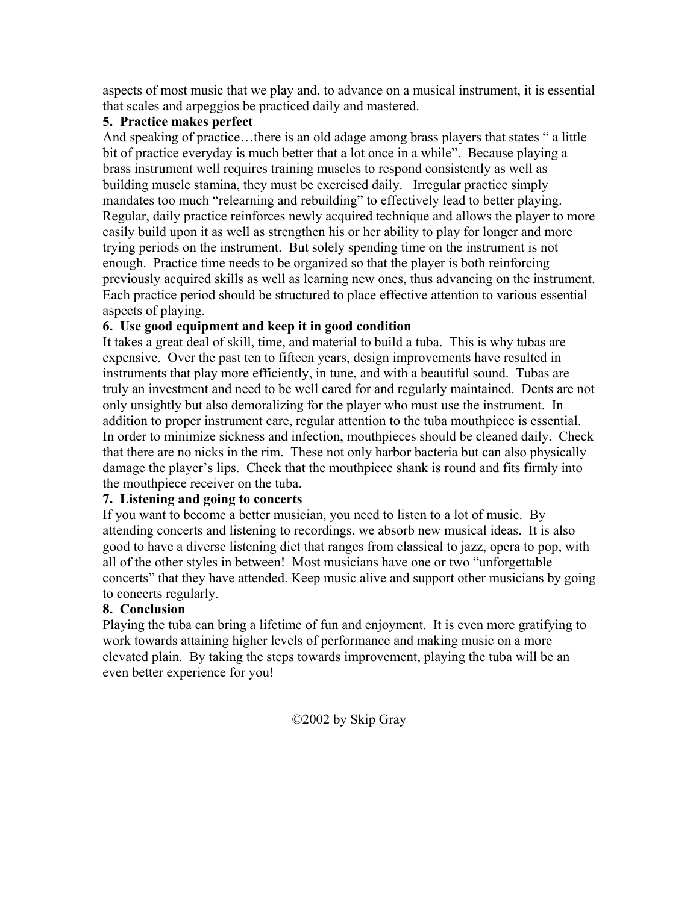aspects of most music that we play and, to advance on a musical instrument, it is essential that scales and arpeggios be practiced daily and mastered.

**5. Practice makes perfect**

And speaking of practice…there is an old adage among brass players that states " a little bit of practice everyday is much better that a lot once in a while". Because playing a brass instrument well requires training muscles to respond consistently as well as building muscle stamina, they must be exercised daily. Irregular practice simply mandates too much "relearning and rebuilding" to effectively lead to better playing. Regular, daily practice reinforces newly acquired technique and allows the player to more easily build upon it as well as strengthen his or her ability to play for longer and more trying periods on the instrument. But solely spending time on the instrument is not enough. Practice time needs to be organized so that the player is both reinforcing previously acquired skills as well as learning new ones, thus advancing on the instrument. Each practice period should be structured to place effective attention to various essential aspects of playing.

**6. Use good equipment and keep it in good condition**

It takes a great deal of skill, time, and material to build a tuba. This is why tubas are expensive. Over the past ten to fifteen years, design improvements have resulted in instruments that play more efficiently, in tune, and with a beautiful sound. Tubas are truly an investment and need to be well cared for and regularly maintained. Dents are not only unsightly but also demoralizing for the player who must use the instrument. In addition to proper instrument care, regular attention to the tuba mouthpiece is essential. In order to minimize sickness and infection, mouthpieces should be cleaned daily. Check that there are no nicks in the rim. These not only harbor bacteria but can also physically damage the player's lips. Check that the mouthpiece shank is round and fits firmly into the mouthpiece receiver on the tuba.

**7. Listening and going to concerts**

If you want to become a better musician, you need to listen to a lot of music. By attending concerts and listening to recordings, we absorb new musical ideas. It is also good to have a diverse listening diet that ranges from classical to jazz, opera to pop, with all of the other styles in between! Most musicians have one or two "unforgettable concerts" that they have attended. Keep music alive and support other musicians by going to concerts regularly.

**8. Conclusion**

Playing the tuba can bring a lifetime of fun and enjoyment. It is even more gratifying to work towards attaining higher levels of performance and making music on a more elevated plain. By taking the steps towards improvement, playing the tuba will be an even better experience for you!

©2002 by Skip Gray